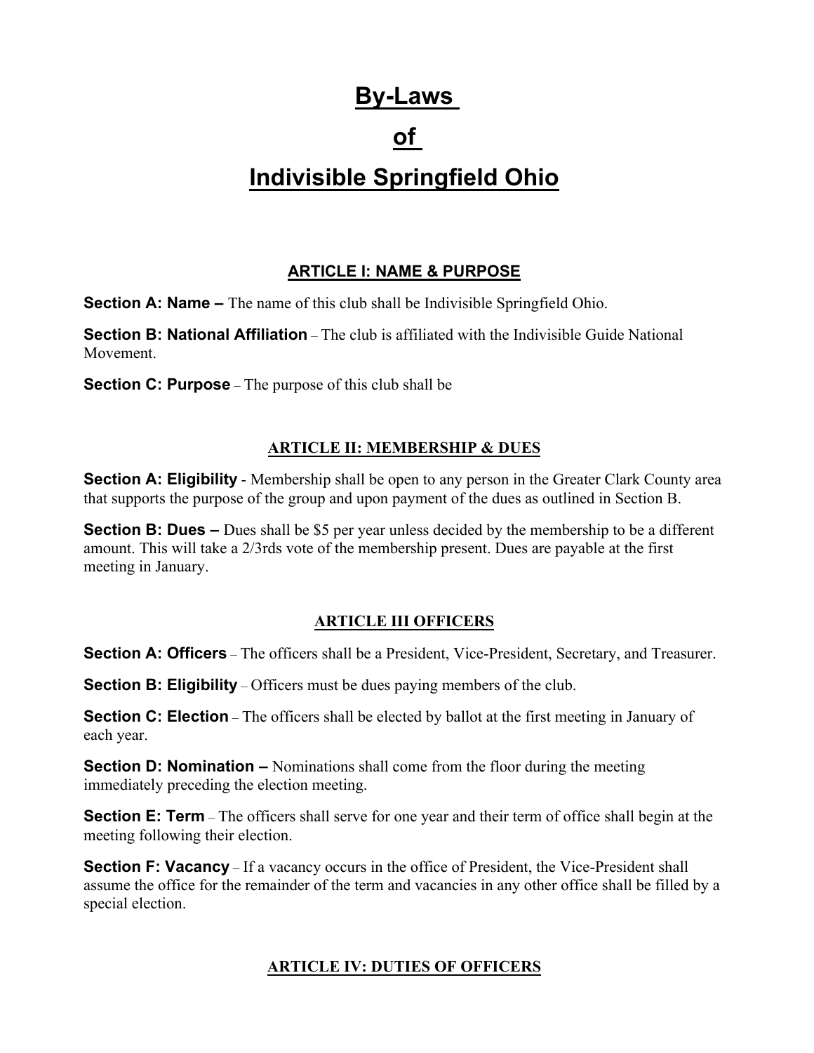# By-Laws

# of

# Indivisible Springfield Ohio

## ARTICLE I: NAME & PURPOSE

**Section A: Name –** The name of this club shall be Indivisible Springfield Ohio.

**Section B: National Affiliation** – The club is affiliated with the Indivisible Guide National Movement.

**Section C: Purpose** – The purpose of this club shall be

## ARTICLE II: MEMBERSHIP & DUES

**Section A: Eligibility** - Membership shall be open to any person in the Greater Clark County area that supports the purpose of the group and upon payment of the dues as outlined in Section B.

**Section B: Dues –** Dues shall be $5 per year unless decided by the membership to be a different amount. This will take a 2/3rds vote of the membership present. Dues are payable at the first meeting in January.

## ARTICLE III OFFICERS

**Section A: Officers** – The officers shall be a President, Vice-President, Secretary, and Treasurer.

**Section B: Eligibility** – Officers must be dues paying members of the club.

**Section C: Election** – The officers shall be elected by ballot at the first meeting in January of each year.

**Section D: Nomination –** Nominations shall come from the floor during the meeting immediately preceding the election meeting.

**Section E: Term** – The officers shall serve for one year and their term of office shall begin at the meeting following their election.

**Section F: Vacancy** – If a vacancy occurs in the office of President, the Vice-President shall assume the office for the remainder of the term and vacancies in any other office shall be filled by a special election.

## ARTICLE IV: DUTIES OF OFFICERS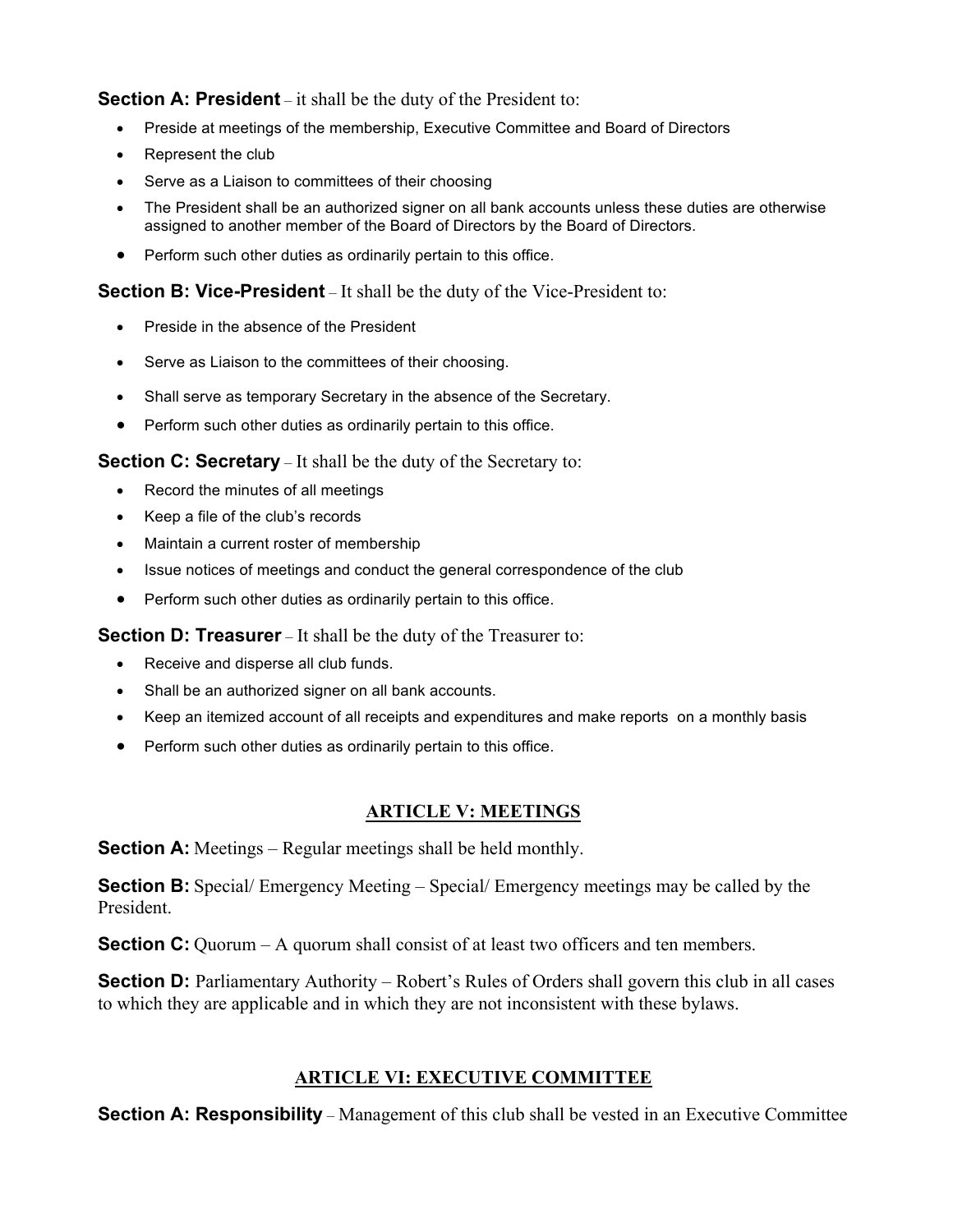**Section A: President** – it shall be the duty of the President to:

- Preside at meetings of the membership, Executive Committee and Board of Directors
- Represent the club
- Serve as a Liaison to committees of their choosing
- The President shall be an authorized signer on all bank accounts unless these duties are otherwise assigned to another member of the Board of Directors by the Board of Directors.
- Perform such other duties as ordinarily pertain to this office.

**Section B: Vice-President** – It shall be the duty of the Vice-President to:

- Preside in the absence of the President
- Serve as Liaison to the committees of their choosing.
- Shall serve as temporary Secretary in the absence of the Secretary.
- Perform such other duties as ordinarily pertain to this office.

**Section C: Secretary** – It shall be the duty of the Secretary to:

- Record the minutes of all meetings
- Keep a file of the club's records
- Maintain a current roster of membership
- Issue notices of meetings and conduct the general correspondence of the club
- Perform such other duties as ordinarily pertain to this office.

**Section D: Treasurer** – It shall be the duty of the Treasurer to:

- Receive and disperse all club funds.
- Shall be an authorized signer on all bank accounts.
- Keep an itemized account of all receipts and expenditures and make reports on a monthly basis
- Perform such other duties as ordinarily pertain to this office.

## ARTICLE V: MEETINGS

**Section A:** Meetings – Regular meetings shall be held monthly.

**Section B:** Special/ Emergency Meeting – Special/ Emergency meetings may be called by the President.

**Section C:** Quorum – A quorum shall consist of at least two officers and ten members.

**Section D:** Parliamentary Authority – Robert's Rules of Orders shall govern this club in all cases to which they are applicable and in which they are not inconsistent with these bylaws.

## ARTICLE VI: EXECUTIVE COMMITTEE

**Section A: Responsibility** – Management of this club shall be vested in an Executive Committee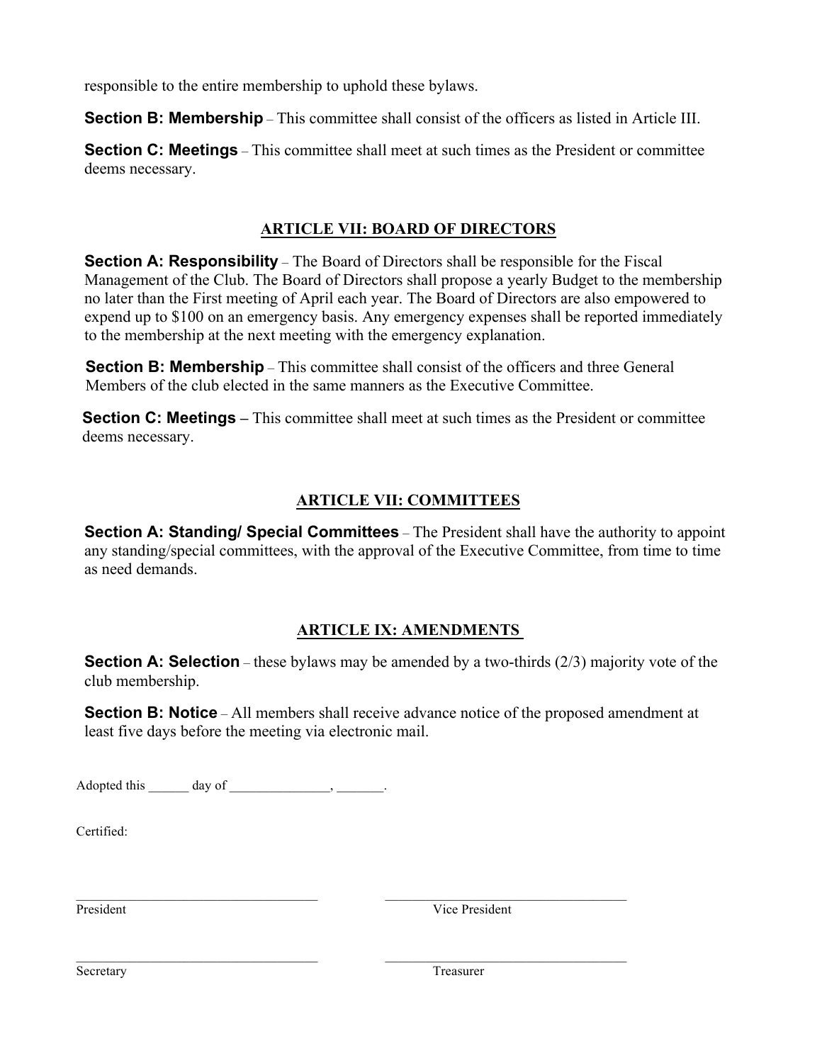responsible to the entire membership to uphold these bylaws.

**Section B: Membership** – This committee shall consist of the officers as listed in Article III.

**Section C: Meetings** – This committee shall meet at such times as the President or committee deems necessary.

## ARTICLE VII: BOARD OF DIRECTORS

**Section A: Responsibility** – The Board of Directors shall be responsible for the Fiscal Management of the Club. The Board of Directors shall propose a yearly Budget to the membership no later than the First meeting of April each year. The Board of Directors are also empowered to expend up to $100 on an emergency basis. Any emergency expenses shall be reported immediately to the membership at the next meeting with the emergency explanation.

**Section B: Membership** – This committee shall consist of the officers and three General Members of the club elected in the same manners as the Executive Committee.

**Section C: Meetings –** This committee shall meet at such times as the President or committee deems necessary.

## ARTICLE VII: COMMITTEES

**Section A: Standing/ Special Committees** – The President shall have the authority to appoint any standing/special committees, with the approval of the Executive Committee, from time to time as need demands.

## ARTICLE IX: AMENDMENTS

**Section A: Selection** – these bylaws may be amended by a two-thirds (2/3) majority vote of the club membership.

**Section B: Notice** – All members shall receive advance notice of the proposed amendment at least five days before the meeting via electronic mail.

Adopted this ______ day of _______________, _______.

Certified:

| | |
|---|---|
| ___________________________________ | ___________________________________ |
| President | Vice President |
| ___________________________________ | ___________________________________ |
| Secretary | Treasurer |